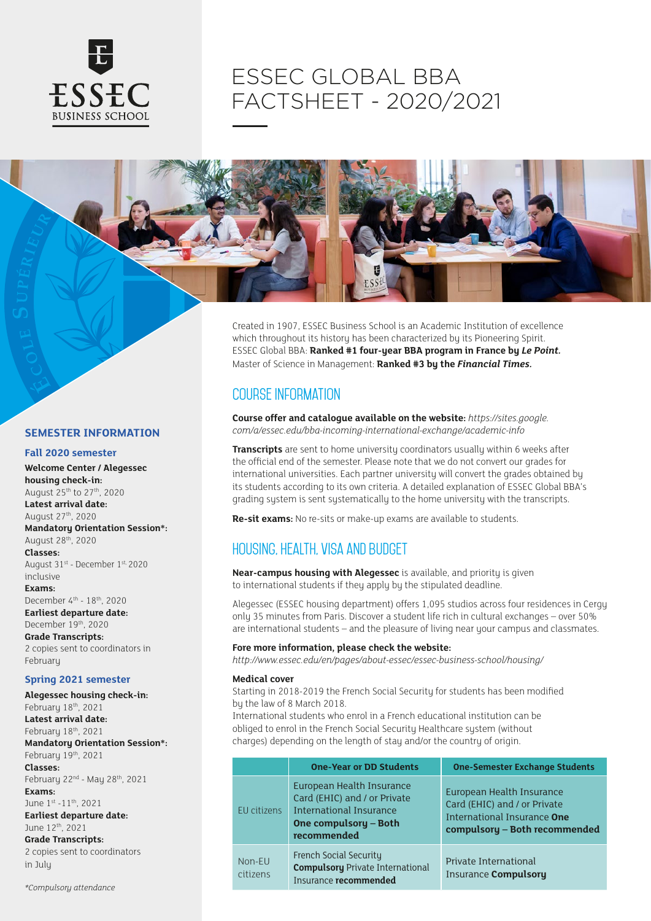# ESSEC GLOBAL BBA FACTSHEET - 2020/2021

Created in 1907, ESSEC Business School is an Academic Institution of excellence which throughout its history has been characterized by its Pioneering Spirit.
ESSEC Global BBA: **Ranked #1 four-year BBA program in France by *Le Point.***
Master of Science in Management: **Ranked #3 by the *Financial Times.***

## COURSE INFORMATION

**Course offer and catalogue available on the website:** *https://sites.google.com/a/essec.edu/bba-incoming-international-exchange/academic-info*

**Transcripts** are sent to home university coordinators usually within 6 weeks after the official end of the semester. Please note that we do not convert our grades for international universities. Each partner university will convert the grades obtained by its students according to its own criteria. A detailed explanation of ESSEC Global BBA's grading system is sent systematically to the home university with the transcripts.

**Re-sit exams:** No re-sits or make-up exams are available to students.

## HOUSING, HEALTH, VISA AND BUDGET

**Near-campus housing with Alegessec** is available, and priority is given to international students if they apply by the stipulated deadline.

Alegessec (ESSEC housing department) offers 1,095 studios across four residences in Cergy only 35 minutes from Paris. Discover a student life rich in cultural exchanges – over 50% are international students – and the pleasure of living near your campus and classmates.

**Fore more information, please check the website:**
*http://www.essec.edu/en/pages/about-essec/essec-business-school/housing/*

**Medical cover**
Starting in 2018-2019 the French Social Security for students has been modified by the law of 8 March 2018.
International students who enrol in a French educational institution can be obliged to enrol in the French Social Security Healthcare system (without charges) depending on the length of stay and/or the country of origin.

| | One-Year or DD Students | One-Semester Exchange Students |
|---|---|---|
| EU citizens | European Health Insurance Card (EHIC) and / or Private International Insurance **One compulsory – Both recommended** | European Health Insurance Card (EHIC) and / or Private International Insurance **One compulsory – Both recommended** |
| Non-EU citizens | French Social Security **Compulsory** Private International Insurance **recommended** | Private International Insurance **Compulsory** |

## SEMESTER INFORMATION

### Fall 2020 semester

**Welcome Center / Alegessec housing check-in:**
August 25th to 27th, 2020
**Latest arrival date:**
August 27th, 2020
**Mandatory Orientation Session*:**
August 28th, 2020
**Classes:**
August 31st - December 1st 2020 inclusive
**Exams:**
December 4th - 18th, 2020
**Earliest departure date:**
December 19th, 2020
**Grade Transcripts:**
2 copies sent to coordinators in February

### Spring 2021 semester

**Alegessec housing check-in:**
February 18th, 2021
**Latest arrival date:**
February 18th, 2021
**Mandatory Orientation Session*:**
February 19th, 2021
**Classes:**
February 22nd - May 28th, 2021
**Exams:**
June 1st -11th, 2021
**Earliest departure date:**
June 12th, 2021
**Grade Transcripts:**
2 copies sent to coordinators in July

**Compulsory attendance*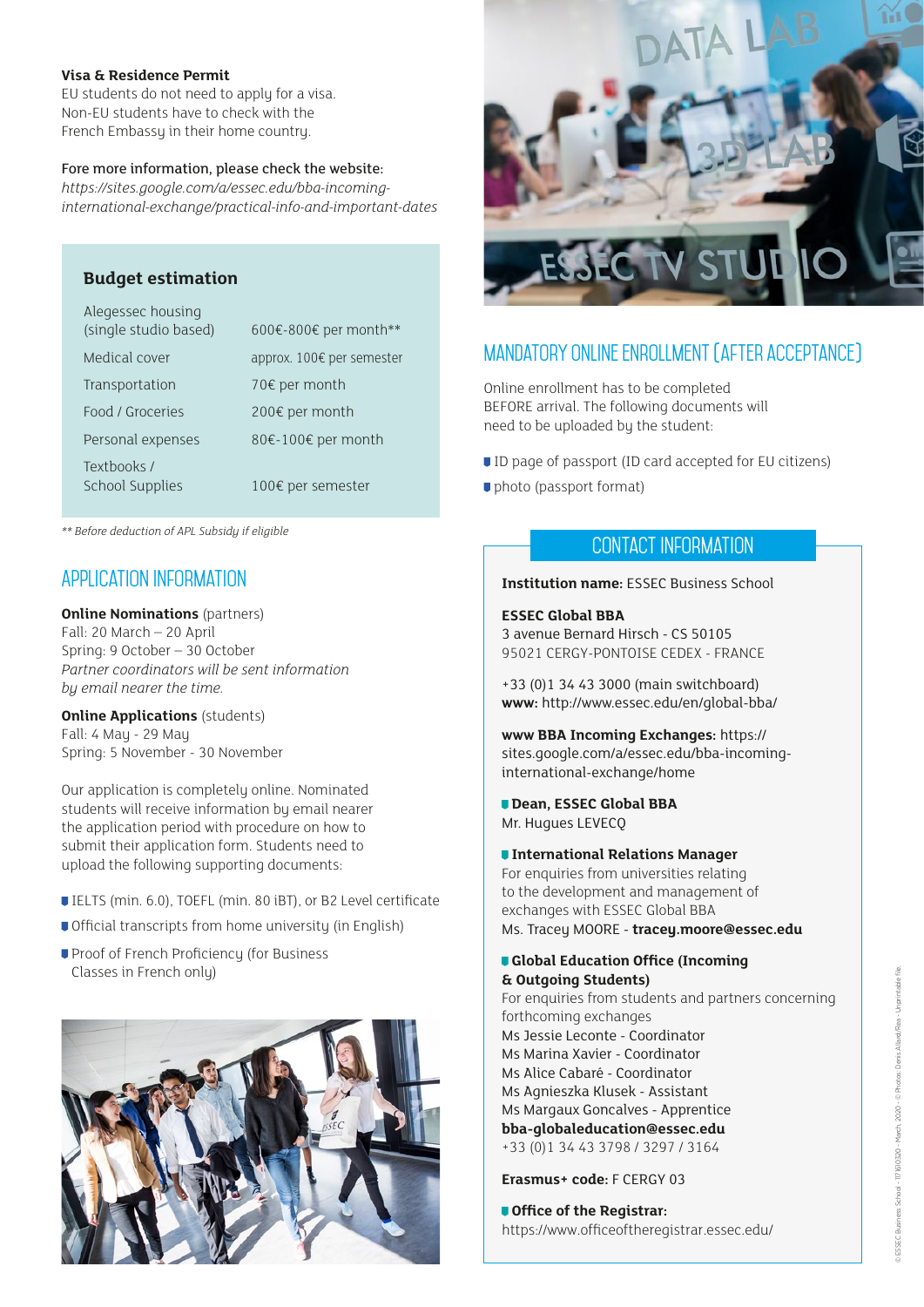**Visa & Residence Permit**
EU students do not need to apply for a visa.
Non-EU students have to check with the French Embassy in their home country.

**Fore more information, please check the website:**
*https://sites.google.com/a/essec.edu/bba-incoming-international-exchange/practical-info-and-important-dates*

### Budget estimation

| | |
|---|---|
| Alegessec housing (single studio based) | 600€-800€ per month** |
| Medical cover | approx. 100€ per semester |
| Transportation | 70€ per month |
| Food / Groceries | 200€ per month |
| Personal expenses | 80€-100€ per month |
| Textbooks / School Supplies | 100€ per semester |

*** Before deduction of APL Subsidy if eligible*

## APPLICATION INFORMATION

**Online Nominations** (partners)
Fall: 20 March – 20 April
Spring: 9 October – 30 October
*Partner coordinators will be sent information by email nearer the time.*

**Online Applications** (students)
Fall: 4 May - 29 May
Spring: 5 November - 30 November

Our application is completely online. Nominated students will receive information by email nearer the application period with procedure on how to submit their application form. Students need to upload the following supporting documents:

- IELTS (min. 6.0), TOEFL (min. 80 iBT), or B2 Level certificate
- Official transcripts from home university (in English)
- Proof of French Proficiency (for Business Classes in French only)

## MANDATORY ONLINE ENROLLMENT (AFTER ACCEPTANCE)

Online enrollment has to be completed BEFORE arrival. The following documents will need to be uploaded by the student:

- ID page of passport (ID card accepted for EU citizens)
- photo (passport format)

## CONTACT INFORMATION

**Institution name:** ESSEC Business School

**ESSEC Global BBA**
3 avenue Bernard Hirsch - CS 50105
95021 CERGY-PONTOISE CEDEX - FRANCE

+33 (0)1 34 43 3000 (main switchboard)
**www:** http://www.essec.edu/en/global-bba/

**www BBA Incoming Exchanges:** https://sites.google.com/a/essec.edu/bba-incoming-international-exchange/home

**Dean, ESSEC Global BBA**
Mr. Hugues LEVECQ

**International Relations Manager**
For enquiries from universities relating to the development and management of exchanges with ESSEC Global BBA
Ms. Tracey MOORE - **tracey.moore@essec.edu**

**Global Education Office (Incoming & Outgoing Students)**
For enquiries from students and partners concerning forthcoming exchanges
Ms Jessie Leconte - Coordinator
Ms Marina Xavier - Coordinator
Ms Alice Cabaré - Coordinator
Ms Agnieszka Klusek - Assistant
Ms Margaux Goncalves - Apprentice
**bba-globaleducation@essec.edu**
+33 (0)1 34 43 3798 / 3297 / 3164

**Erasmus+ code:** F CERGY 03

**Office of the Registrar:**
https://www.officeoftheregistrar.essec.edu/